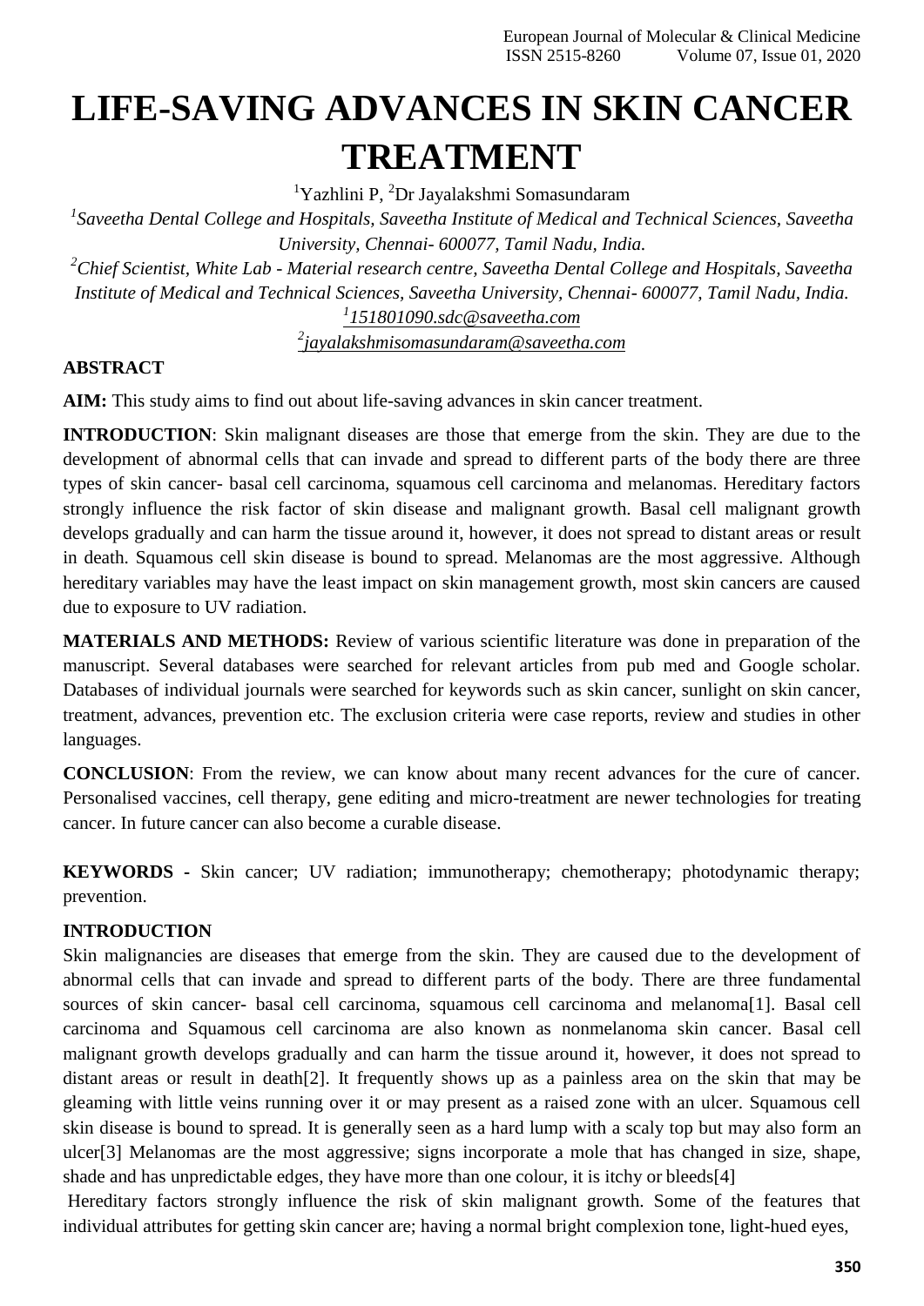# LIFE-SAVING ADVANCES IN SKIN CANCER TREATMENT

[1]Yazhlini P, [2]Dr Jayalakshmi Somasundaram

[1]*Saveetha Dental College and Hospitals, Saveetha Institute of Medical and Technical Sciences, Saveetha University, Chennai- 600077, Tamil Nadu, India.*

[2]*Chief Scientist, White Lab - Material research centre, Saveetha Dental College and Hospitals, Saveetha Institute of Medical and Technical Sciences, Saveetha University, Chennai- 600077, Tamil Nadu, India.*

[1]*151801090.sdc@saveetha.com*

[2]*jayalakshmisomasundaram@saveetha.com*

## ABSTRACT

**AIM:** This study aims to find out about life-saving advances in skin cancer treatment.

**INTRODUCTION**: Skin malignant diseases are those that emerge from the skin. They are due to the development of abnormal cells that can invade and spread to different parts of the body there are three types of skin cancer- basal cell carcinoma, squamous cell carcinoma and melanomas. Hereditary factors strongly influence the risk factor of skin disease and malignant growth. Basal cell malignant growth develops gradually and can harm the tissue around it, however, it does not spread to distant areas or result in death. Squamous cell skin disease is bound to spread. Melanomas are the most aggressive. Although hereditary variables may have the least impact on skin management growth, most skin cancers are caused due to exposure to UV radiation.

**MATERIALS AND METHODS:** Review of various scientific literature was done in preparation of the manuscript. Several databases were searched for relevant articles from pub med and Google scholar. Databases of individual journals were searched for keywords such as skin cancer, sunlight on skin cancer, treatment, advances, prevention etc. The exclusion criteria were case reports, review and studies in other languages.

**CONCLUSION**: From the review, we can know about many recent advances for the cure of cancer. Personalised vaccines, cell therapy, gene editing and micro-treatment are newer technologies for treating cancer. In future cancer can also become a curable disease.

**KEYWORDS -** Skin cancer; UV radiation; immunotherapy; chemotherapy; photodynamic therapy; prevention.

## INTRODUCTION

Skin malignancies are diseases that emerge from the skin. They are caused due to the development of abnormal cells that can invade and spread to different parts of the body. There are three fundamental sources of skin cancer- basal cell carcinoma, squamous cell carcinoma and melanoma[1]. Basal cell carcinoma and Squamous cell carcinoma are also known as nonmelanoma skin cancer. Basal cell malignant growth develops gradually and can harm the tissue around it, however, it does not spread to distant areas or result in death[2]. It frequently shows up as a painless area on the skin that may be gleaming with little veins running over it or may present as a raised zone with an ulcer. Squamous cell skin disease is bound to spread. It is generally seen as a hard lump with a scaly top but may also form an ulcer[3] Melanomas are the most aggressive; signs incorporate a mole that has changed in size, shape, shade and has unpredictable edges, they have more than one colour, it is itchy or bleeds[4]

Hereditary factors strongly influence the risk of skin malignant growth. Some of the features that individual attributes for getting skin cancer are; having a normal bright complexion tone, light-hued eyes,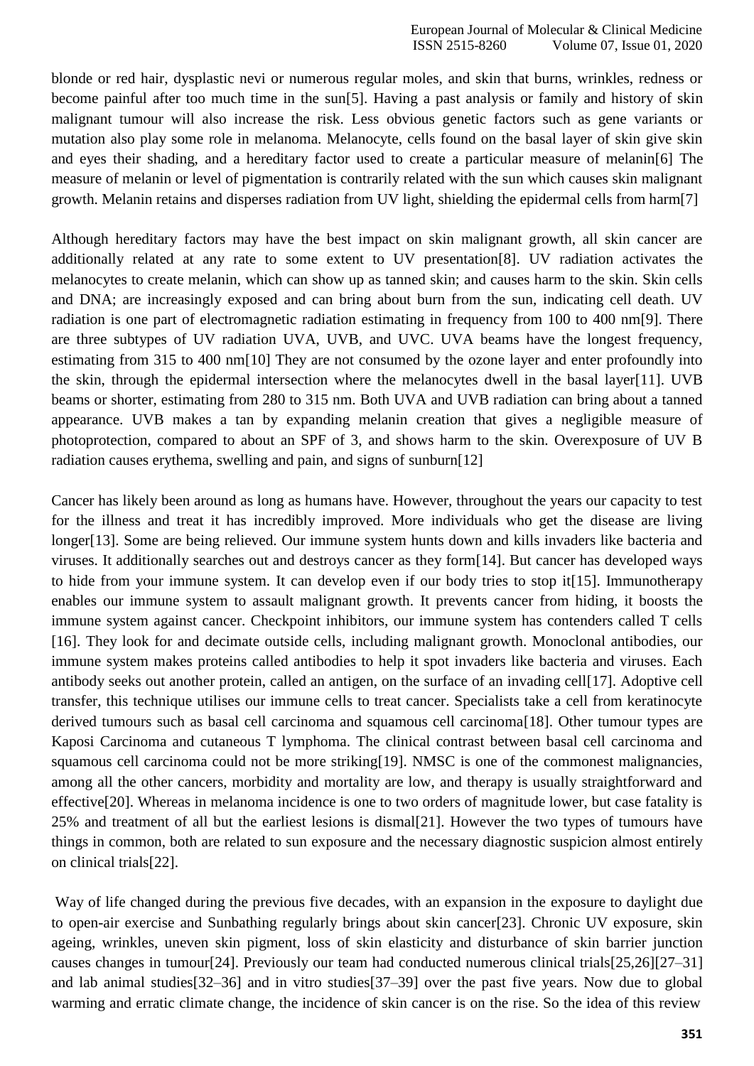blonde or red hair, dysplastic nevi or numerous regular moles, and skin that burns, wrinkles, redness or become painful after too much time in the sun[5]. Having a past analysis or family and history of skin malignant tumour will also increase the risk. Less obvious genetic factors such as gene variants or mutation also play some role in melanoma. Melanocyte, cells found on the basal layer of skin give skin and eyes their shading, and a hereditary factor used to create a particular measure of melanin[6] The measure of melanin or level of pigmentation is contrarily related with the sun which causes skin malignant growth. Melanin retains and disperses radiation from UV light, shielding the epidermal cells from harm[7]

Although hereditary factors may have the best impact on skin malignant growth, all skin cancer are additionally related at any rate to some extent to UV presentation[8]. UV radiation activates the melanocytes to create melanin, which can show up as tanned skin; and causes harm to the skin. Skin cells and DNA; are increasingly exposed and can bring about burn from the sun, indicating cell death. UV radiation is one part of electromagnetic radiation estimating in frequency from 100 to 400 nm[9]. There are three subtypes of UV radiation UVA, UVB, and UVC. UVA beams have the longest frequency, estimating from 315 to 400 nm[10] They are not consumed by the ozone layer and enter profoundly into the skin, through the epidermal intersection where the melanocytes dwell in the basal layer[11]. UVB beams or shorter, estimating from 280 to 315 nm. Both UVA and UVB radiation can bring about a tanned appearance. UVB makes a tan by expanding melanin creation that gives a negligible measure of photoprotection, compared to about an SPF of 3, and shows harm to the skin. Overexposure of UV B radiation causes erythema, swelling and pain, and signs of sunburn[12]

Cancer has likely been around as long as humans have. However, throughout the years our capacity to test for the illness and treat it has incredibly improved. More individuals who get the disease are living longer[13]. Some are being relieved. Our immune system hunts down and kills invaders like bacteria and viruses. It additionally searches out and destroys cancer as they form[14]. But cancer has developed ways to hide from your immune system. It can develop even if our body tries to stop it[15]. Immunotherapy enables our immune system to assault malignant growth. It prevents cancer from hiding, it boosts the immune system against cancer. Checkpoint inhibitors, our immune system has contenders called T cells [16]. They look for and decimate outside cells, including malignant growth. Monoclonal antibodies, our immune system makes proteins called antibodies to help it spot invaders like bacteria and viruses. Each antibody seeks out another protein, called an antigen, on the surface of an invading cell[17]. Adoptive cell transfer, this technique utilises our immune cells to treat cancer. Specialists take a cell from keratinocyte derived tumours such as basal cell carcinoma and squamous cell carcinoma[18]. Other tumour types are Kaposi Carcinoma and cutaneous T lymphoma. The clinical contrast between basal cell carcinoma and squamous cell carcinoma could not be more striking[19]. NMSC is one of the commonest malignancies, among all the other cancers, morbidity and mortality are low, and therapy is usually straightforward and effective[20]. Whereas in melanoma incidence is one to two orders of magnitude lower, but case fatality is 25% and treatment of all but the earliest lesions is dismal[21]. However the two types of tumours have things in common, both are related to sun exposure and the necessary diagnostic suspicion almost entirely on clinical trials[22].

Way of life changed during the previous five decades, with an expansion in the exposure to daylight due to open-air exercise and Sunbathing regularly brings about skin cancer[23]. Chronic UV exposure, skin ageing, wrinkles, uneven skin pigment, loss of skin elasticity and disturbance of skin barrier junction causes changes in tumour[24]. Previously our team had conducted numerous clinical trials[25,26][27–31] and lab animal studies[32–36] and in vitro studies[37–39] over the past five years. Now due to global warming and erratic climate change, the incidence of skin cancer is on the rise. So the idea of this review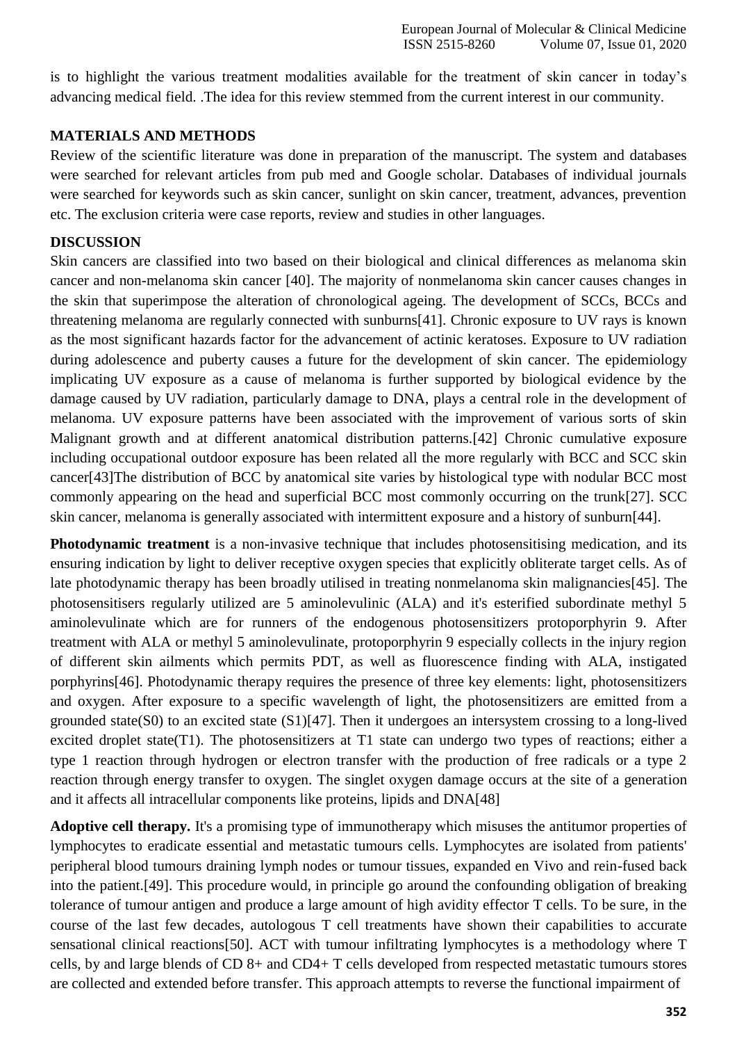is to highlight the various treatment modalities available for the treatment of skin cancer in today's advancing medical field. .The idea for this review stemmed from the current interest in our community.

## MATERIALS AND METHODS

Review of the scientific literature was done in preparation of the manuscript. The system and databases were searched for relevant articles from pub med and Google scholar. Databases of individual journals were searched for keywords such as skin cancer, sunlight on skin cancer, treatment, advances, prevention etc. The exclusion criteria were case reports, review and studies in other languages.

## DISCUSSION

Skin cancers are classified into two based on their biological and clinical differences as melanoma skin cancer and non-melanoma skin cancer [40]. The majority of nonmelanoma skin cancer causes changes in the skin that superimpose the alteration of chronological ageing. The development of SCCs, BCCs and threatening melanoma are regularly connected with sunburns[41]. Chronic exposure to UV rays is known as the most significant hazards factor for the advancement of actinic keratoses. Exposure to UV radiation during adolescence and puberty causes a future for the development of skin cancer. The epidemiology implicating UV exposure as a cause of melanoma is further supported by biological evidence by the damage caused by UV radiation, particularly damage to DNA, plays a central role in the development of melanoma. UV exposure patterns have been associated with the improvement of various sorts of skin Malignant growth and at different anatomical distribution patterns.[42] Chronic cumulative exposure including occupational outdoor exposure has been related all the more regularly with BCC and SCC skin cancer[43]The distribution of BCC by anatomical site varies by histological type with nodular BCC most commonly appearing on the head and superficial BCC most commonly occurring on the trunk[27]. SCC skin cancer, melanoma is generally associated with intermittent exposure and a history of sunburn[44].

**Photodynamic treatment** is a non-invasive technique that includes photosensitising medication, and its ensuring indication by light to deliver receptive oxygen species that explicitly obliterate target cells. As of late photodynamic therapy has been broadly utilised in treating nonmelanoma skin malignancies[45]. The photosensitisers regularly utilized are 5 aminolevulinic (ALA) and it's esterified subordinate methyl 5 aminolevulinate which are for runners of the endogenous photosensitizers protoporphyrin 9. After treatment with ALA or methyl 5 aminolevulinate, protoporphyrin 9 especially collects in the injury region of different skin ailments which permits PDT, as well as fluorescence finding with ALA, instigated porphyrins[46]. Photodynamic therapy requires the presence of three key elements: light, photosensitizers and oxygen. After exposure to a specific wavelength of light, the photosensitizers are emitted from a grounded state($S_0$) to an excited state ($S_1$)[47]. Then it undergoes an intersystem crossing to a long-lived excited droplet state($T_1$). The photosensitizers at $T_1$ state can undergo two types of reactions; either a type 1 reaction through hydrogen or electron transfer with the production of free radicals or a type 2 reaction through energy transfer to oxygen. The singlet oxygen damage occurs at the site of a generation and it affects all intracellular components like proteins, lipids and DNA[48]

**Adoptive cell therapy.** It's a promising type of immunotherapy which misuses the antitumor properties of lymphocytes to eradicate essential and metastatic tumours cells. Lymphocytes are isolated from patients' peripheral blood tumours draining lymph nodes or tumour tissues, expanded en Vivo and rein-fused back into the patient.[49]. This procedure would, in principle go around the confounding obligation of breaking tolerance of tumour antigen and produce a large amount of high avidity effector T cells. To be sure, in the course of the last few decades, autologous T cell treatments have shown their capabilities to accurate sensational clinical reactions[50]. ACT with tumour infiltrating lymphocytes is a methodology where T cells, by and large blends of CD 8+ and CD4+ T cells developed from respected metastatic tumours stores are collected and extended before transfer. This approach attempts to reverse the functional impairment of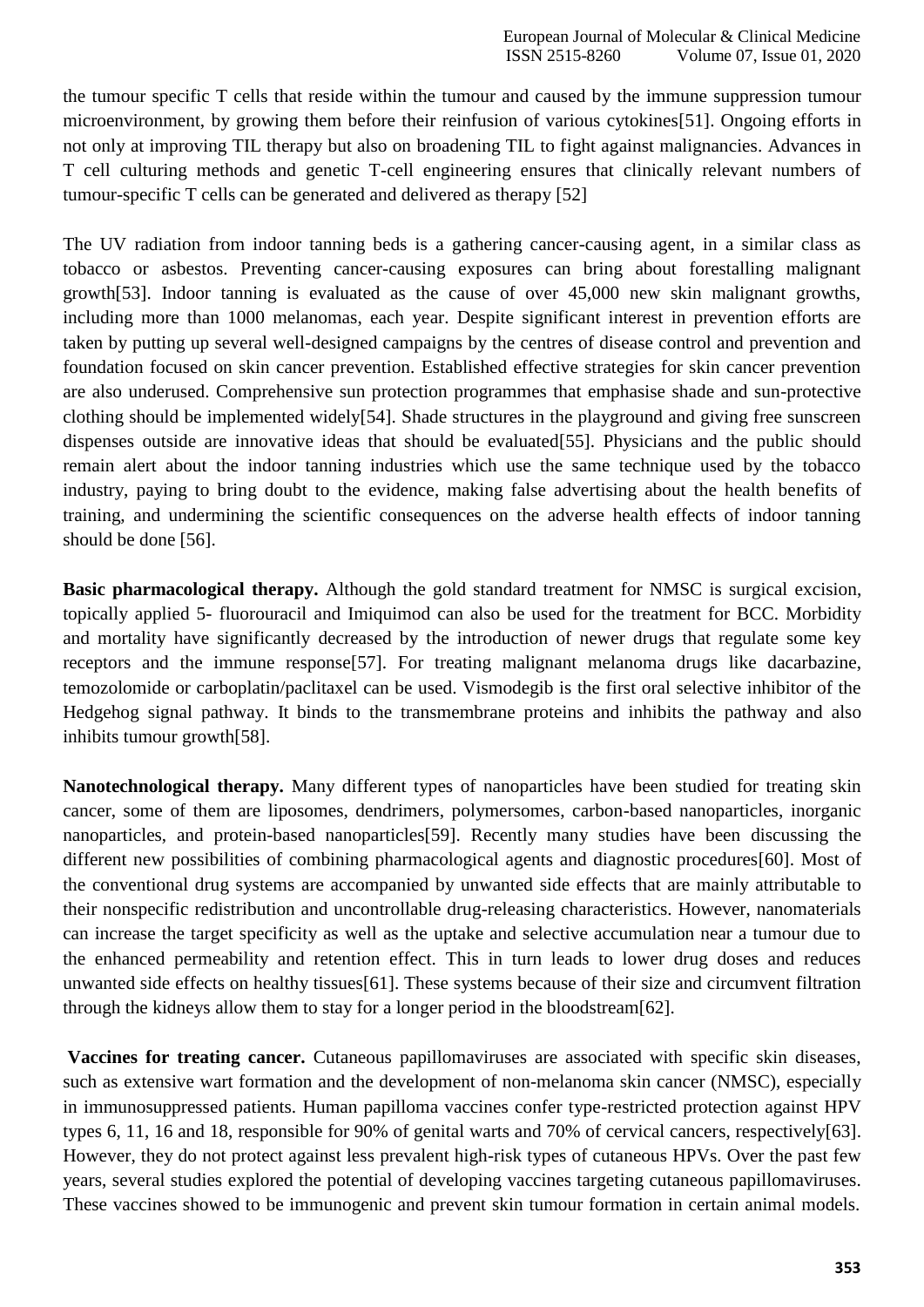the tumour specific T cells that reside within the tumour and caused by the immune suppression tumour microenvironment, by growing them before their reinfusion of various cytokines[51]. Ongoing efforts in not only at improving TIL therapy but also on broadening TIL to fight against malignancies. Advances in T cell culturing methods and genetic T-cell engineering ensures that clinically relevant numbers of tumour-specific T cells can be generated and delivered as therapy [52]

The UV radiation from indoor tanning beds is a gathering cancer-causing agent, in a similar class as tobacco or asbestos. Preventing cancer-causing exposures can bring about forestalling malignant growth[53]. Indoor tanning is evaluated as the cause of over 45,000 new skin malignant growths, including more than 1000 melanomas, each year. Despite significant interest in prevention efforts are taken by putting up several well-designed campaigns by the centres of disease control and prevention and foundation focused on skin cancer prevention. Established effective strategies for skin cancer prevention are also underused. Comprehensive sun protection programmes that emphasise shade and sun-protective clothing should be implemented widely[54]. Shade structures in the playground and giving free sunscreen dispenses outside are innovative ideas that should be evaluated[55]. Physicians and the public should remain alert about the indoor tanning industries which use the same technique used by the tobacco industry, paying to bring doubt to the evidence, making false advertising about the health benefits of training, and undermining the scientific consequences on the adverse health effects of indoor tanning should be done [56].

**Basic pharmacological therapy.** Although the gold standard treatment for NMSC is surgical excision, topically applied 5- fluorouracil and Imiquimod can also be used for the treatment for BCC. Morbidity and mortality have significantly decreased by the introduction of newer drugs that regulate some key receptors and the immune response[57]. For treating malignant melanoma drugs like dacarbazine, temozolomide or carboplatin/paclitaxel can be used. Vismodegib is the first oral selective inhibitor of the Hedgehog signal pathway. It binds to the transmembrane proteins and inhibits the pathway and also inhibits tumour growth[58].

**Nanotechnological therapy.** Many different types of nanoparticles have been studied for treating skin cancer, some of them are liposomes, dendrimers, polymersomes, carbon-based nanoparticles, inorganic nanoparticles, and protein-based nanoparticles[59]. Recently many studies have been discussing the different new possibilities of combining pharmacological agents and diagnostic procedures[60]. Most of the conventional drug systems are accompanied by unwanted side effects that are mainly attributable to their nonspecific redistribution and uncontrollable drug-releasing characteristics. However, nanomaterials can increase the target specificity as well as the uptake and selective accumulation near a tumour due to the enhanced permeability and retention effect. This in turn leads to lower drug doses and reduces unwanted side effects on healthy tissues[61]. These systems because of their size and circumvent filtration through the kidneys allow them to stay for a longer period in the bloodstream[62].

**Vaccines for treating cancer.** Cutaneous papillomaviruses are associated with specific skin diseases, such as extensive wart formation and the development of non-melanoma skin cancer (NMSC), especially in immunosuppressed patients. Human papilloma vaccines confer type-restricted protection against HPV types 6, 11, 16 and 18, responsible for 90% of genital warts and 70% of cervical cancers, respectively[63]. However, they do not protect against less prevalent high-risk types of cutaneous HPVs. Over the past few years, several studies explored the potential of developing vaccines targeting cutaneous papillomaviruses. These vaccines showed to be immunogenic and prevent skin tumour formation in certain animal models.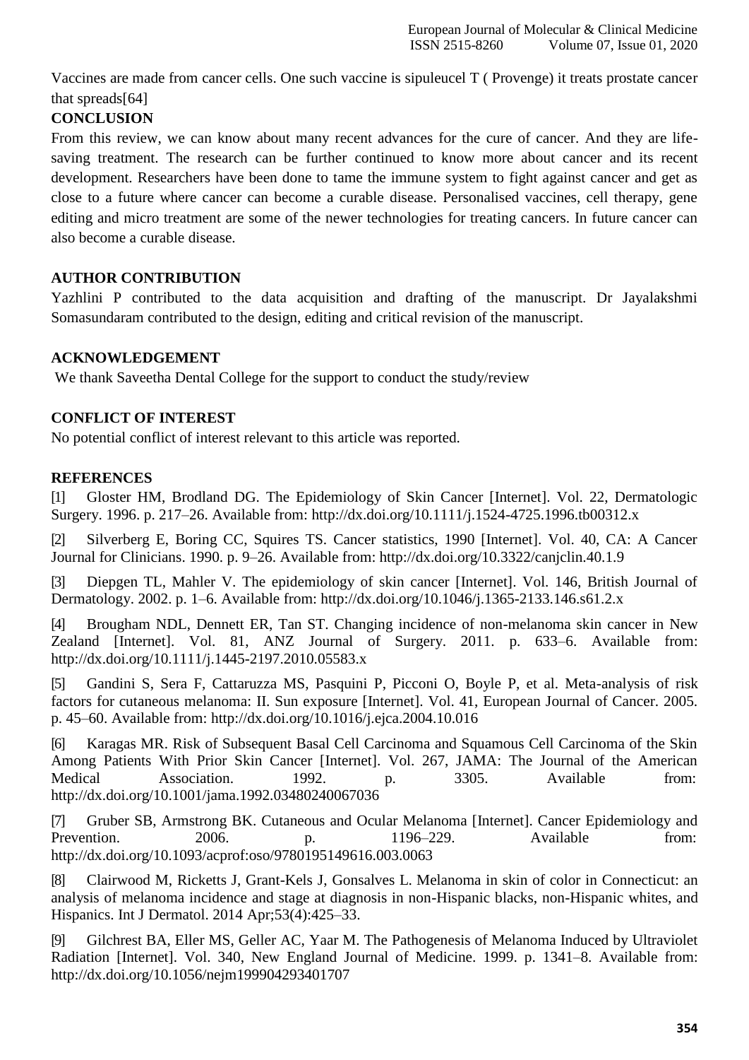Vaccines are made from cancer cells. One such vaccine is sipuleucel T ( Provenge) it treats prostate cancer that spreads[64]

## CONCLUSION

From this review, we can know about many recent advances for the cure of cancer. And they are life-saving treatment. The research can be further continued to know more about cancer and its recent development. Researchers have been done to tame the immune system to fight against cancer and get as close to a future where cancer can become a curable disease. Personalised vaccines, cell therapy, gene editing and micro treatment are some of the newer technologies for treating cancers. In future cancer can also become a curable disease.

## AUTHOR CONTRIBUTION

Yazhlini P contributed to the data acquisition and drafting of the manuscript. Dr Jayalakshmi Somasundaram contributed to the design, editing and critical revision of the manuscript.

## ACKNOWLEDGEMENT

We thank Saveetha Dental College for the support to conduct the study/review

## CONFLICT OF INTEREST

No potential conflict of interest relevant to this article was reported.

## REFERENCES

[1] Gloster HM, Brodland DG. The Epidemiology of Skin Cancer [Internet]. Vol. 22, Dermatologic Surgery. 1996. p. 217–26. Available from: http://dx.doi.org/10.1111/j.1524-4725.1996.tb00312.x

[2] Silverberg E, Boring CC, Squires TS. Cancer statistics, 1990 [Internet]. Vol. 40, CA: A Cancer Journal for Clinicians. 1990. p. 9–26. Available from: http://dx.doi.org/10.3322/canjclin.40.1.9

[3] Diepgen TL, Mahler V. The epidemiology of skin cancer [Internet]. Vol. 146, British Journal of Dermatology. 2002. p. 1–6. Available from: http://dx.doi.org/10.1046/j.1365-2133.146.s61.2.x

[4] Brougham NDL, Dennett ER, Tan ST. Changing incidence of non-melanoma skin cancer in New Zealand [Internet]. Vol. 81, ANZ Journal of Surgery. 2011. p. 633–6. Available from: http://dx.doi.org/10.1111/j.1445-2197.2010.05583.x

[5] Gandini S, Sera F, Cattaruzza MS, Pasquini P, Picconi O, Boyle P, et al. Meta-analysis of risk factors for cutaneous melanoma: II. Sun exposure [Internet]. Vol. 41, European Journal of Cancer. 2005. p. 45–60. Available from: http://dx.doi.org/10.1016/j.ejca.2004.10.016

[6] Karagas MR. Risk of Subsequent Basal Cell Carcinoma and Squamous Cell Carcinoma of the Skin Among Patients With Prior Skin Cancer [Internet]. Vol. 267, JAMA: The Journal of the American Medical Association. 1992. p. 3305. Available from: http://dx.doi.org/10.1001/jama.1992.03480240067036

[7] Gruber SB, Armstrong BK. Cutaneous and Ocular Melanoma [Internet]. Cancer Epidemiology and Prevention. 2006. p. 1196–229. Available from: http://dx.doi.org/10.1093/acprof:oso/9780195149616.003.0063

[8] Clairwood M, Ricketts J, Grant-Kels J, Gonsalves L. Melanoma in skin of color in Connecticut: an analysis of melanoma incidence and stage at diagnosis in non-Hispanic blacks, non-Hispanic whites, and Hispanics. Int J Dermatol. 2014 Apr;53(4):425–33.

[9] Gilchrest BA, Eller MS, Geller AC, Yaar M. The Pathogenesis of Melanoma Induced by Ultraviolet Radiation [Internet]. Vol. 340, New England Journal of Medicine. 1999. p. 1341–8. Available from: http://dx.doi.org/10.1056/nejm199904293401707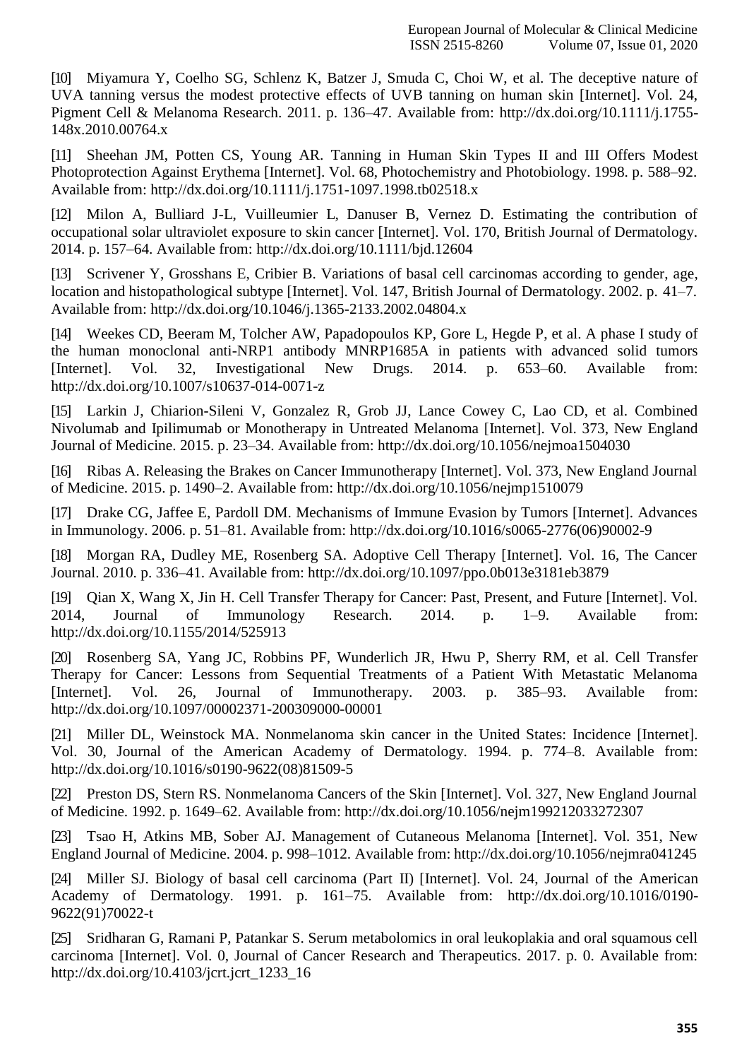[10] Miyamura Y, Coelho SG, Schlenz K, Batzer J, Smuda C, Choi W, et al. The deceptive nature of UVA tanning versus the modest protective effects of UVB tanning on human skin [Internet]. Vol. 24, Pigment Cell & Melanoma Research. 2011. p. 136–47. Available from: http://dx.doi.org/10.1111/j.1755-148x.2010.00764.x

[11] Sheehan JM, Potten CS, Young AR. Tanning in Human Skin Types II and III Offers Modest Photoprotection Against Erythema [Internet]. Vol. 68, Photochemistry and Photobiology. 1998. p. 588–92. Available from: http://dx.doi.org/10.1111/j.1751-1097.1998.tb02518.x

[12] Milon A, Bulliard J-L, Vuilleumier L, Danuser B, Vernez D. Estimating the contribution of occupational solar ultraviolet exposure to skin cancer [Internet]. Vol. 170, British Journal of Dermatology. 2014. p. 157–64. Available from: http://dx.doi.org/10.1111/bjd.12604

[13] Scrivener Y, Grosshans E, Cribier B. Variations of basal cell carcinomas according to gender, age, location and histopathological subtype [Internet]. Vol. 147, British Journal of Dermatology. 2002. p. 41–7. Available from: http://dx.doi.org/10.1046/j.1365-2133.2002.04804.x

[14] Weekes CD, Beeram M, Tolcher AW, Papadopoulos KP, Gore L, Hegde P, et al. A phase I study of the human monoclonal anti-NRP1 antibody MNRP1685A in patients with advanced solid tumors [Internet]. Vol. 32, Investigational New Drugs. 2014. p. 653–60. Available from: http://dx.doi.org/10.1007/s10637-014-0071-z

[15] Larkin J, Chiarion-Sileni V, Gonzalez R, Grob JJ, Lance Cowey C, Lao CD, et al. Combined Nivolumab and Ipilimumab or Monotherapy in Untreated Melanoma [Internet]. Vol. 373, New England Journal of Medicine. 2015. p. 23–34. Available from: http://dx.doi.org/10.1056/nejmoa1504030

[16] Ribas A. Releasing the Brakes on Cancer Immunotherapy [Internet]. Vol. 373, New England Journal of Medicine. 2015. p. 1490–2. Available from: http://dx.doi.org/10.1056/nejmp1510079

[17] Drake CG, Jaffee E, Pardoll DM. Mechanisms of Immune Evasion by Tumors [Internet]. Advances in Immunology. 2006. p. 51–81. Available from: http://dx.doi.org/10.1016/s0065-2776(06)90002-9

[18] Morgan RA, Dudley ME, Rosenberg SA. Adoptive Cell Therapy [Internet]. Vol. 16, The Cancer Journal. 2010. p. 336–41. Available from: http://dx.doi.org/10.1097/ppo.0b013e3181eb3879

[19] Qian X, Wang X, Jin H. Cell Transfer Therapy for Cancer: Past, Present, and Future [Internet]. Vol. 2014, Journal of Immunology Research. 2014. p. 1–9. Available from: http://dx.doi.org/10.1155/2014/525913

[20] Rosenberg SA, Yang JC, Robbins PF, Wunderlich JR, Hwu P, Sherry RM, et al. Cell Transfer Therapy for Cancer: Lessons from Sequential Treatments of a Patient With Metastatic Melanoma [Internet]. Vol. 26, Journal of Immunotherapy. 2003. p. 385–93. Available from: http://dx.doi.org/10.1097/00002371-200309000-00001

[21] Miller DL, Weinstock MA. Nonmelanoma skin cancer in the United States: Incidence [Internet]. Vol. 30, Journal of the American Academy of Dermatology. 1994. p. 774–8. Available from: http://dx.doi.org/10.1016/s0190-9622(08)81509-5

[22] Preston DS, Stern RS. Nonmelanoma Cancers of the Skin [Internet]. Vol. 327, New England Journal of Medicine. 1992. p. 1649–62. Available from: http://dx.doi.org/10.1056/nejm199212033272307

[23] Tsao H, Atkins MB, Sober AJ. Management of Cutaneous Melanoma [Internet]. Vol. 351, New England Journal of Medicine. 2004. p. 998–1012. Available from: http://dx.doi.org/10.1056/nejmra041245

[24] Miller SJ. Biology of basal cell carcinoma (Part II) [Internet]. Vol. 24, Journal of the American Academy of Dermatology. 1991. p. 161–75. Available from: http://dx.doi.org/10.1016/0190-9622(91)70022-t

[25] Sridharan G, Ramani P, Patankar S. Serum metabolomics in oral leukoplakia and oral squamous cell carcinoma [Internet]. Vol. 0, Journal of Cancer Research and Therapeutics. 2017. p. 0. Available from: http://dx.doi.org/10.4103/jcrt.jcrt_1233_16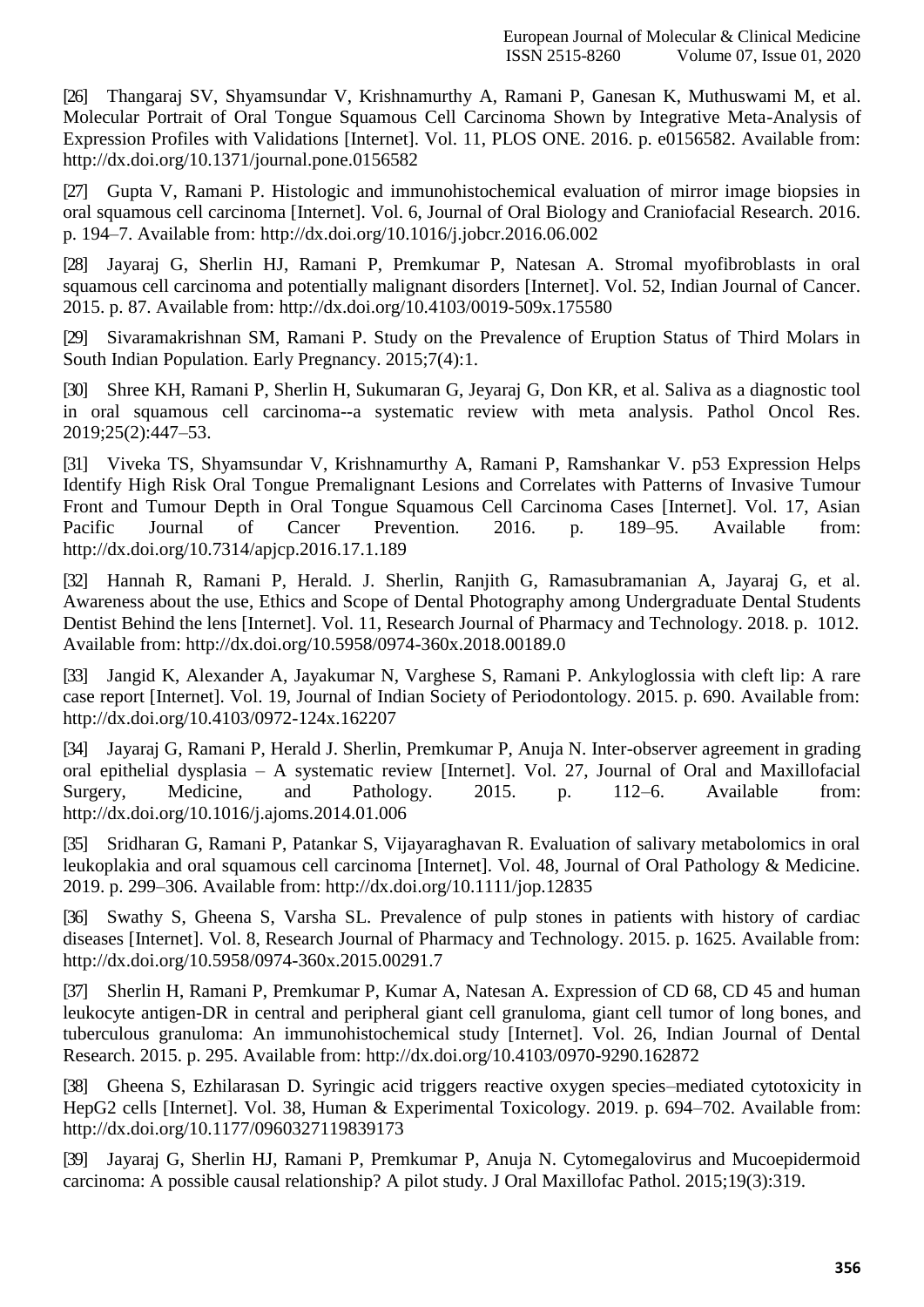[26] Thangaraj SV, Shyamsundar V, Krishnamurthy A, Ramani P, Ganesan K, Muthuswami M, et al. Molecular Portrait of Oral Tongue Squamous Cell Carcinoma Shown by Integrative Meta-Analysis of Expression Profiles with Validations [Internet]. Vol. 11, PLOS ONE. 2016. p. e0156582. Available from: http://dx.doi.org/10.1371/journal.pone.0156582

[27] Gupta V, Ramani P. Histologic and immunohistochemical evaluation of mirror image biopsies in oral squamous cell carcinoma [Internet]. Vol. 6, Journal of Oral Biology and Craniofacial Research. 2016. p. 194–7. Available from: http://dx.doi.org/10.1016/j.jobcr.2016.06.002

[28] Jayaraj G, Sherlin HJ, Ramani P, Premkumar P, Natesan A. Stromal myofibroblasts in oral squamous cell carcinoma and potentially malignant disorders [Internet]. Vol. 52, Indian Journal of Cancer. 2015. p. 87. Available from: http://dx.doi.org/10.4103/0019-509x.175580

[29] Sivaramakrishnan SM, Ramani P. Study on the Prevalence of Eruption Status of Third Molars in South Indian Population. Early Pregnancy. 2015;7(4):1.

[30] Shree KH, Ramani P, Sherlin H, Sukumaran G, Jeyaraj G, Don KR, et al. Saliva as a diagnostic tool in oral squamous cell carcinoma--a systematic review with meta analysis. Pathol Oncol Res. 2019;25(2):447–53.

[31] Viveka TS, Shyamsundar V, Krishnamurthy A, Ramani P, Ramshankar V. p53 Expression Helps Identify High Risk Oral Tongue Premalignant Lesions and Correlates with Patterns of Invasive Tumour Front and Tumour Depth in Oral Tongue Squamous Cell Carcinoma Cases [Internet]. Vol. 17, Asian Pacific Journal of Cancer Prevention. 2016. p. 189–95. Available from: http://dx.doi.org/10.7314/apjcp.2016.17.1.189

[32] Hannah R, Ramani P, Herald. J. Sherlin, Ranjith G, Ramasubramanian A, Jayaraj G, et al. Awareness about the use, Ethics and Scope of Dental Photography among Undergraduate Dental Students Dentist Behind the lens [Internet]. Vol. 11, Research Journal of Pharmacy and Technology. 2018. p. 1012. Available from: http://dx.doi.org/10.5958/0974-360x.2018.00189.0

[33] Jangid K, Alexander A, Jayakumar N, Varghese S, Ramani P. Ankyloglossia with cleft lip: A rare case report [Internet]. Vol. 19, Journal of Indian Society of Periodontology. 2015. p. 690. Available from: http://dx.doi.org/10.4103/0972-124x.162207

[34] Jayaraj G, Ramani P, Herald J. Sherlin, Premkumar P, Anuja N. Inter-observer agreement in grading oral epithelial dysplasia – A systematic review [Internet]. Vol. 27, Journal of Oral and Maxillofacial Surgery, Medicine, and Pathology. 2015. p. 112–6. Available from: http://dx.doi.org/10.1016/j.ajoms.2014.01.006

[35] Sridharan G, Ramani P, Patankar S, Vijayaraghavan R. Evaluation of salivary metabolomics in oral leukoplakia and oral squamous cell carcinoma [Internet]. Vol. 48, Journal of Oral Pathology & Medicine. 2019. p. 299–306. Available from: http://dx.doi.org/10.1111/jop.12835

[36] Swathy S, Gheena S, Varsha SL. Prevalence of pulp stones in patients with history of cardiac diseases [Internet]. Vol. 8, Research Journal of Pharmacy and Technology. 2015. p. 1625. Available from: http://dx.doi.org/10.5958/0974-360x.2015.00291.7

[37] Sherlin H, Ramani P, Premkumar P, Kumar A, Natesan A. Expression of CD 68, CD 45 and human leukocyte antigen-DR in central and peripheral giant cell granuloma, giant cell tumor of long bones, and tuberculous granuloma: An immunohistochemical study [Internet]. Vol. 26, Indian Journal of Dental Research. 2015. p. 295. Available from: http://dx.doi.org/10.4103/0970-9290.162872

[38] Gheena S, Ezhilarasan D. Syringic acid triggers reactive oxygen species–mediated cytotoxicity in HepG2 cells [Internet]. Vol. 38, Human & Experimental Toxicology. 2019. p. 694–702. Available from: http://dx.doi.org/10.1177/0960327119839173

[39] Jayaraj G, Sherlin HJ, Ramani P, Premkumar P, Anuja N. Cytomegalovirus and Mucoepidermoid carcinoma: A possible causal relationship? A pilot study. J Oral Maxillofac Pathol. 2015;19(3):319.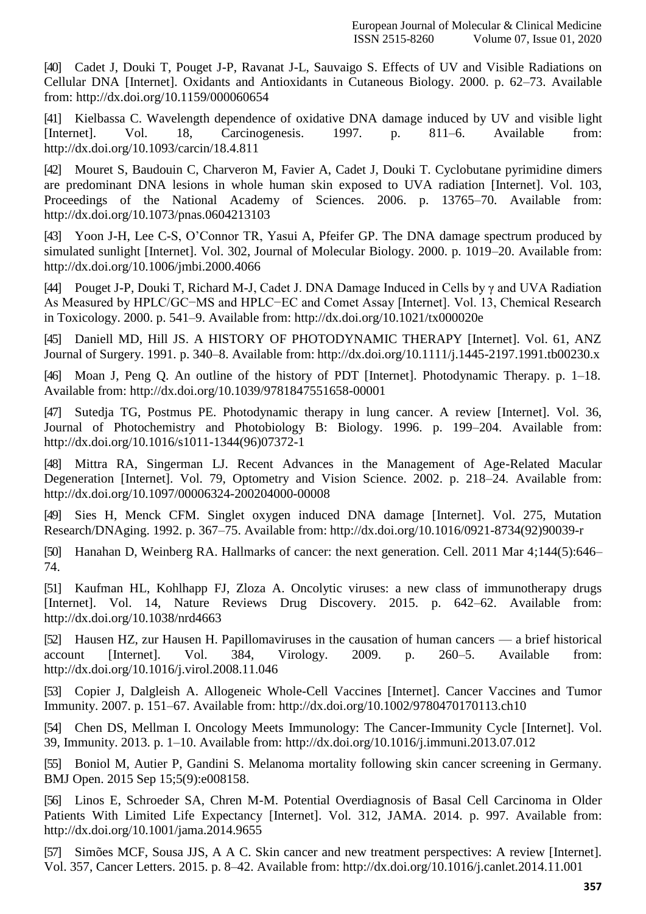[40] Cadet J, Douki T, Pouget J-P, Ravanat J-L, Sauvaigo S. Effects of UV and Visible Radiations on Cellular DNA [Internet]. Oxidants and Antioxidants in Cutaneous Biology. 2000. p. 62–73. Available from: http://dx.doi.org/10.1159/000060654

[41] Kielbassa C. Wavelength dependence of oxidative DNA damage induced by UV and visible light [Internet]. Vol. 18, Carcinogenesis. 1997. p. 811–6. Available from: http://dx.doi.org/10.1093/carcin/18.4.811

[42] Mouret S, Baudouin C, Charveron M, Favier A, Cadet J, Douki T. Cyclobutane pyrimidine dimers are predominant DNA lesions in whole human skin exposed to UVA radiation [Internet]. Vol. 103, Proceedings of the National Academy of Sciences. 2006. p. 13765–70. Available from: http://dx.doi.org/10.1073/pnas.0604213103

[43] Yoon J-H, Lee C-S, O'Connor TR, Yasui A, Pfeifer GP. The DNA damage spectrum produced by simulated sunlight [Internet]. Vol. 302, Journal of Molecular Biology. 2000. p. 1019–20. Available from: http://dx.doi.org/10.1006/jmbi.2000.4066

[44] Pouget J-P, Douki T, Richard M-J, Cadet J. DNA Damage Induced in Cells by γ and UVA Radiation As Measured by HPLC/GC−MS and HPLC−EC and Comet Assay [Internet]. Vol. 13, Chemical Research in Toxicology. 2000. p. 541–9. Available from: http://dx.doi.org/10.1021/tx000020e

[45] Daniell MD, Hill JS. A HISTORY OF PHOTODYNAMIC THERAPY [Internet]. Vol. 61, ANZ Journal of Surgery. 1991. p. 340–8. Available from: http://dx.doi.org/10.1111/j.1445-2197.1991.tb00230.x

[46] Moan J, Peng Q. An outline of the history of PDT [Internet]. Photodynamic Therapy. p. 1–18. Available from: http://dx.doi.org/10.1039/9781847551658-00001

[47] Sutedja TG, Postmus PE. Photodynamic therapy in lung cancer. A review [Internet]. Vol. 36, Journal of Photochemistry and Photobiology B: Biology. 1996. p. 199–204. Available from: http://dx.doi.org/10.1016/s1011-1344(96)07372-1

[48] Mittra RA, Singerman LJ. Recent Advances in the Management of Age-Related Macular Degeneration [Internet]. Vol. 79, Optometry and Vision Science. 2002. p. 218–24. Available from: http://dx.doi.org/10.1097/00006324-200204000-00008

[49] Sies H, Menck CFM. Singlet oxygen induced DNA damage [Internet]. Vol. 275, Mutation Research/DNAging. 1992. p. 367–75. Available from: http://dx.doi.org/10.1016/0921-8734(92)90039-r

[50] Hanahan D, Weinberg RA. Hallmarks of cancer: the next generation. Cell. 2011 Mar 4;144(5):646–74.

[51] Kaufman HL, Kohlhapp FJ, Zloza A. Oncolytic viruses: a new class of immunotherapy drugs [Internet]. Vol. 14, Nature Reviews Drug Discovery. 2015. p. 642–62. Available from: http://dx.doi.org/10.1038/nrd4663

[52] Hausen HZ, zur Hausen H. Papillomaviruses in the causation of human cancers — a brief historical account [Internet]. Vol. 384, Virology. 2009. p. 260–5. Available from: http://dx.doi.org/10.1016/j.virol.2008.11.046

[53] Copier J, Dalgleish A. Allogeneic Whole-Cell Vaccines [Internet]. Cancer Vaccines and Tumor Immunity. 2007. p. 151–67. Available from: http://dx.doi.org/10.1002/9780470170113.ch10

[54] Chen DS, Mellman I. Oncology Meets Immunology: The Cancer-Immunity Cycle [Internet]. Vol. 39, Immunity. 2013. p. 1–10. Available from: http://dx.doi.org/10.1016/j.immuni.2013.07.012

[55] Boniol M, Autier P, Gandini S. Melanoma mortality following skin cancer screening in Germany. BMJ Open. 2015 Sep 15;5(9):e008158.

[56] Linos E, Schroeder SA, Chren M-M. Potential Overdiagnosis of Basal Cell Carcinoma in Older Patients With Limited Life Expectancy [Internet]. Vol. 312, JAMA. 2014. p. 997. Available from: http://dx.doi.org/10.1001/jama.2014.9655

[57] Simões MCF, Sousa JJS, A A C. Skin cancer and new treatment perspectives: A review [Internet]. Vol. 357, Cancer Letters. 2015. p. 8–42. Available from: http://dx.doi.org/10.1016/j.canlet.2014.11.001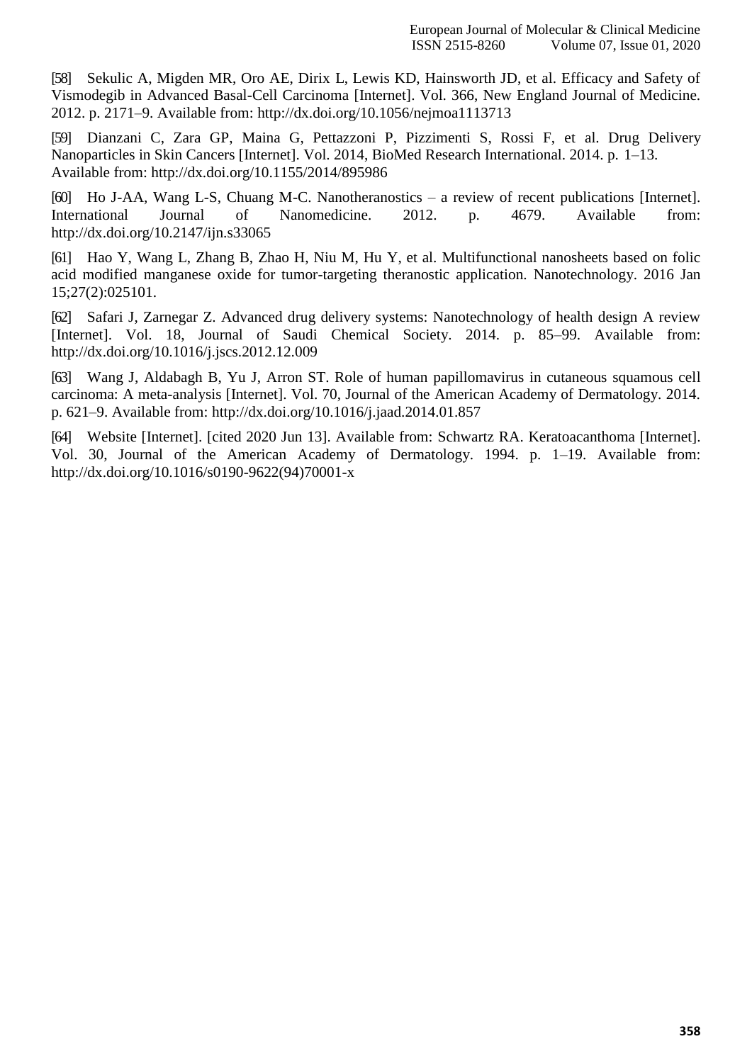[58] Sekulic A, Migden MR, Oro AE, Dirix L, Lewis KD, Hainsworth JD, et al. Efficacy and Safety of Vismodegib in Advanced Basal-Cell Carcinoma [Internet]. Vol. 366, New England Journal of Medicine. 2012. p. 2171–9. Available from: http://dx.doi.org/10.1056/nejmoa1113713

[59] Dianzani C, Zara GP, Maina G, Pettazzoni P, Pizzimenti S, Rossi F, et al. Drug Delivery Nanoparticles in Skin Cancers [Internet]. Vol. 2014, BioMed Research International. 2014. p. 1–13. Available from: http://dx.doi.org/10.1155/2014/895986

[60] Ho J-AA, Wang L-S, Chuang M-C. Nanotheranostics – a review of recent publications [Internet]. International Journal of Nanomedicine. 2012. p. 4679. Available from: http://dx.doi.org/10.2147/ijn.s33065

[61] Hao Y, Wang L, Zhang B, Zhao H, Niu M, Hu Y, et al. Multifunctional nanosheets based on folic acid modified manganese oxide for tumor-targeting theranostic application. Nanotechnology. 2016 Jan 15;27(2):025101.

[62] Safari J, Zarnegar Z. Advanced drug delivery systems: Nanotechnology of health design A review [Internet]. Vol. 18, Journal of Saudi Chemical Society. 2014. p. 85–99. Available from: http://dx.doi.org/10.1016/j.jscs.2012.12.009

[63] Wang J, Aldabagh B, Yu J, Arron ST. Role of human papillomavirus in cutaneous squamous cell carcinoma: A meta-analysis [Internet]. Vol. 70, Journal of the American Academy of Dermatology. 2014. p. 621–9. Available from: http://dx.doi.org/10.1016/j.jaad.2014.01.857

[64] Website [Internet]. [cited 2020 Jun 13]. Available from: Schwartz RA. Keratoacanthoma [Internet]. Vol. 30, Journal of the American Academy of Dermatology. 1994. p. 1–19. Available from: http://dx.doi.org/10.1016/s0190-9622(94)70001-x